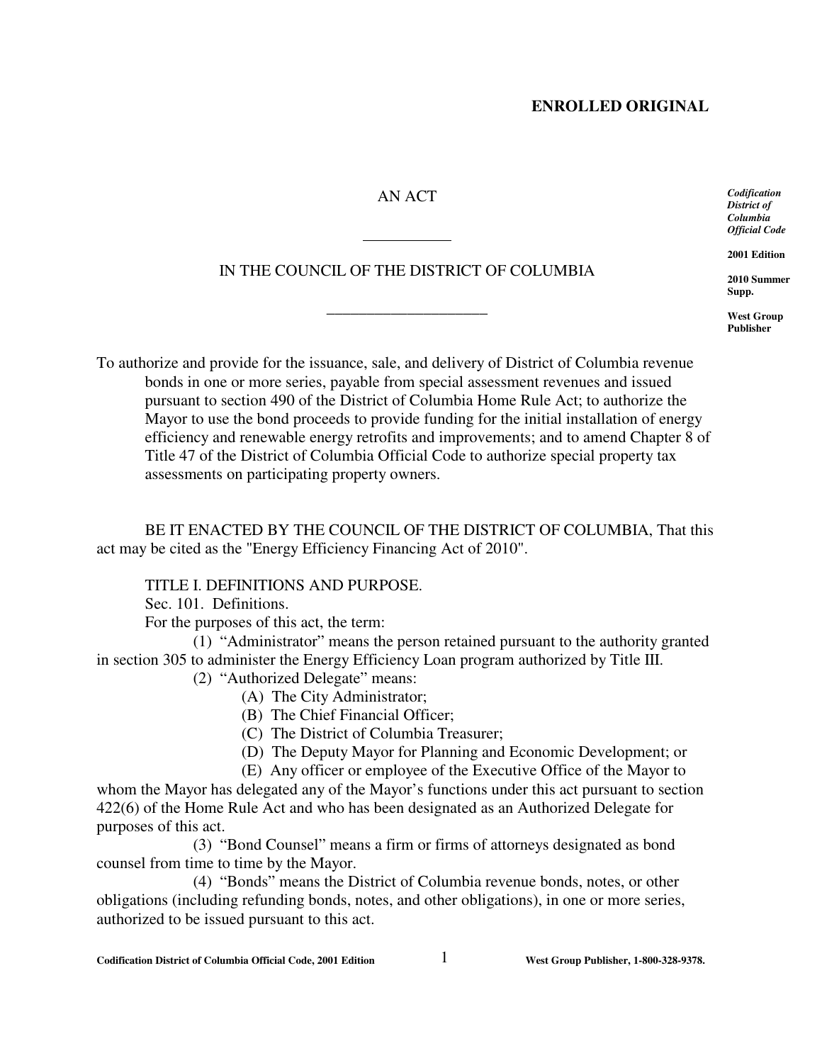**ENROLLED ORIGINAL**

*Codification District of Columbia Official Code*

**2001 Edition**

**2010 Summer Supp.**

**West Group Publisher**

AN ACT

\_\_\_\_\_\_\_\_\_\_\_

IN THE COUNCIL OF THE DISTRICT OF COLUMBIA

\_\_\_\_\_\_\_\_\_\_\_\_\_\_\_\_\_\_\_\_\_\_

To authorize and provide for the issuance, sale, and delivery of District of Columbia revenue bonds in one or more series, payable from special assessment revenues and issued pursuant to section 490 of the District of Columbia Home Rule Act; to authorize the Mayor to use the bond proceeds to provide funding for the initial installation of energy efficiency and renewable energy retrofits and improvements; and to amend Chapter 8 of Title 47 of the District of Columbia Official Code to authorize special property tax assessments on participating property owners.

BE IT ENACTED BY THE COUNCIL OF THE DISTRICT OF COLUMBIA, That this act may be cited as the "Energy Efficiency Financing Act of 2010".

TITLE I. DEFINITIONS AND PURPOSE.

Sec. 101. Definitions.

For the purposes of this act, the term:

(1) "Administrator" means the person retained pursuant to the authority granted in section 305 to administer the Energy Efficiency Loan program authorized by Title III.

(2) "Authorized Delegate" means:

(A) The City Administrator;

(B) The Chief Financial Officer;

(C) The District of Columbia Treasurer;

(D) The Deputy Mayor for Planning and Economic Development; or

(E) Any officer or employee of the Executive Office of the Mayor to whom the Mayor has delegated any of the Mayor's functions under this act pursuant to section 422(6) of the Home Rule Act and who has been designated as an Authorized Delegate for purposes of this act.

(3) "Bond Counsel" means a firm or firms of attorneys designated as bond counsel from time to time by the Mayor.

(4) "Bonds" means the District of Columbia revenue bonds, notes, or other obligations (including refunding bonds, notes, and other obligations), in one or more series, authorized to be issued pursuant to this act.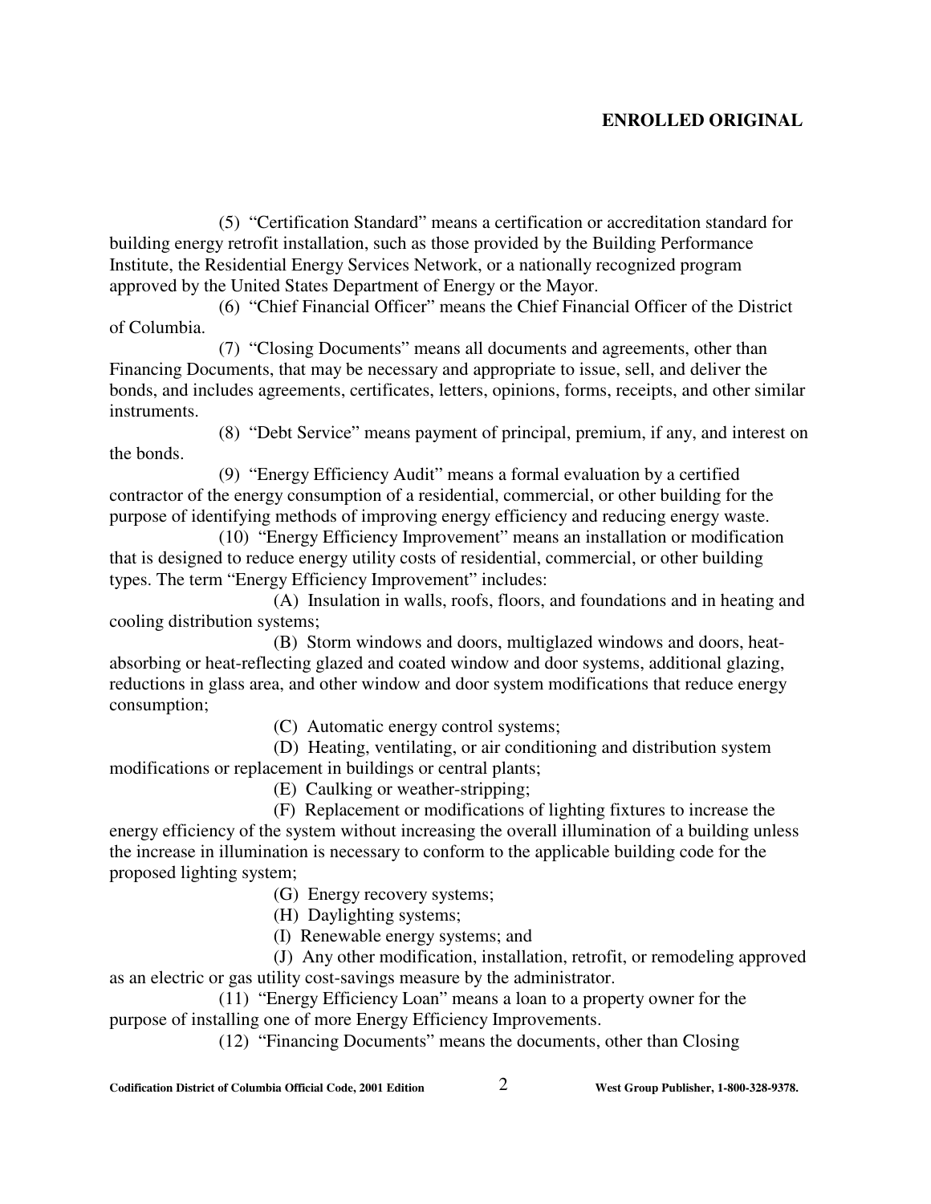**ENROLLED ORIGINAL**

(5) "Certification Standard" means a certification or accreditation standard for building energy retrofit installation, such as those provided by the Building Performance Institute, the Residential Energy Services Network, or a nationally recognized program approved by the United States Department of Energy or the Mayor.

(6) "Chief Financial Officer" means the Chief Financial Officer of the District of Columbia.

(7) "Closing Documents" means all documents and agreements, other than Financing Documents, that may be necessary and appropriate to issue, sell, and deliver the bonds, and includes agreements, certificates, letters, opinions, forms, receipts, and other similar instruments.

(8) "Debt Service" means payment of principal, premium, if any, and interest on the bonds.

(9) "Energy Efficiency Audit" means a formal evaluation by a certified contractor of the energy consumption of a residential, commercial, or other building for the purpose of identifying methods of improving energy efficiency and reducing energy waste.

(10) "Energy Efficiency Improvement" means an installation or modification that is designed to reduce energy utility costs of residential, commercial, or other building types. The term "Energy Efficiency Improvement" includes:

(A) Insulation in walls, roofs, floors, and foundations and in heating and cooling distribution systems;

(B) Storm windows and doors, multiglazed windows and doors, heat-absorbing or heat-reflecting glazed and coated window and door systems, additional glazing, reductions in glass area, and other window and door system modifications that reduce energy consumption;

(C) Automatic energy control systems;

(D) Heating, ventilating, or air conditioning and distribution system modifications or replacement in buildings or central plants;

(E) Caulking or weather-stripping;

(F) Replacement or modifications of lighting fixtures to increase the energy efficiency of the system without increasing the overall illumination of a building unless the increase in illumination is necessary to conform to the applicable building code for the proposed lighting system;

(G) Energy recovery systems;

(H) Daylighting systems;

(I) Renewable energy systems; and

(J) Any other modification, installation, retrofit, or remodeling approved as an electric or gas utility cost-savings measure by the administrator.

(11) "Energy Efficiency Loan" means a loan to a property owner for the purpose of installing one of more Energy Efficiency Improvements.

(12) "Financing Documents" means the documents, other than Closing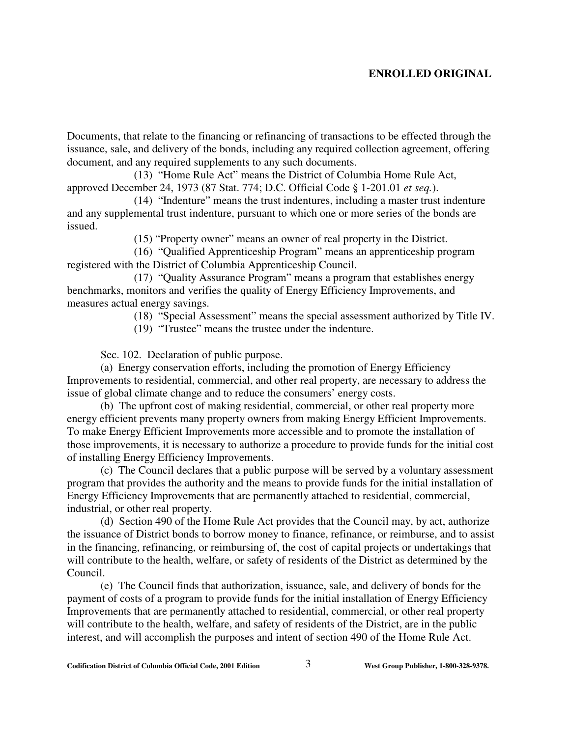Documents, that relate to the financing or refinancing of transactions to be effected through the issuance, sale, and delivery of the bonds, including any required collection agreement, offering document, and any required supplements to any such documents.

(13) "Home Rule Act" means the District of Columbia Home Rule Act, approved December 24, 1973 (87 Stat. 774; D.C. Official Code § 1-201.01 *et seq.*).

(14) "Indenture" means the trust indentures, including a master trust indenture and any supplemental trust indenture, pursuant to which one or more series of the bonds are issued.

(15) "Property owner" means an owner of real property in the District.

(16) "Qualified Apprenticeship Program" means an apprenticeship program registered with the District of Columbia Apprenticeship Council.

(17) "Quality Assurance Program" means a program that establishes energy benchmarks, monitors and verifies the quality of Energy Efficiency Improvements, and measures actual energy savings.

(18) "Special Assessment" means the special assessment authorized by Title IV.

(19) "Trustee" means the trustee under the indenture.

Sec. 102. Declaration of public purpose.

(a) Energy conservation efforts, including the promotion of Energy Efficiency Improvements to residential, commercial, and other real property, are necessary to address the issue of global climate change and to reduce the consumers' energy costs.

(b) The upfront cost of making residential, commercial, or other real property more energy efficient prevents many property owners from making Energy Efficient Improvements. To make Energy Efficient Improvements more accessible and to promote the installation of those improvements, it is necessary to authorize a procedure to provide funds for the initial cost of installing Energy Efficiency Improvements.

(c) The Council declares that a public purpose will be served by a voluntary assessment program that provides the authority and the means to provide funds for the initial installation of Energy Efficiency Improvements that are permanently attached to residential, commercial, industrial, or other real property.

(d) Section 490 of the Home Rule Act provides that the Council may, by act, authorize the issuance of District bonds to borrow money to finance, refinance, or reimburse, and to assist in the financing, refinancing, or reimbursing of, the cost of capital projects or undertakings that will contribute to the health, welfare, or safety of residents of the District as determined by the Council.

(e) The Council finds that authorization, issuance, sale, and delivery of bonds for the payment of costs of a program to provide funds for the initial installation of Energy Efficiency Improvements that are permanently attached to residential, commercial, or other real property will contribute to the health, welfare, and safety of residents of the District, are in the public interest, and will accomplish the purposes and intent of section 490 of the Home Rule Act.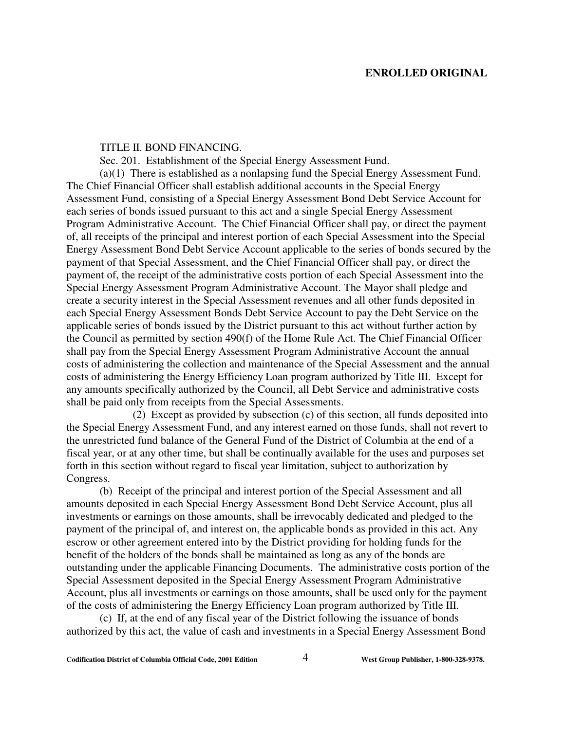TITLE II. BOND FINANCING.

Sec. 201. Establishment of the Special Energy Assessment Fund.

(a)(1) There is established as a nonlapsing fund the Special Energy Assessment Fund. The Chief Financial Officer shall establish additional accounts in the Special Energy Assessment Fund, consisting of a Special Energy Assessment Bond Debt Service Account for each series of bonds issued pursuant to this act and a single Special Energy Assessment Program Administrative Account. The Chief Financial Officer shall pay, or direct the payment of, all receipts of the principal and interest portion of each Special Assessment into the Special Energy Assessment Bond Debt Service Account applicable to the series of bonds secured by the payment of that Special Assessment, and the Chief Financial Officer shall pay, or direct the payment of, the receipt of the administrative costs portion of each Special Assessment into the Special Energy Assessment Program Administrative Account. The Mayor shall pledge and create a security interest in the Special Assessment revenues and all other funds deposited in each Special Energy Assessment Bonds Debt Service Account to pay the Debt Service on the applicable series of bonds issued by the District pursuant to this act without further action by the Council as permitted by section 490(f) of the Home Rule Act. The Chief Financial Officer shall pay from the Special Energy Assessment Program Administrative Account the annual costs of administering the collection and maintenance of the Special Assessment and the annual costs of administering the Energy Efficiency Loan program authorized by Title III. Except for any amounts specifically authorized by the Council, all Debt Service and administrative costs shall be paid only from receipts from the Special Assessments.

(2) Except as provided by subsection (c) of this section, all funds deposited into the Special Energy Assessment Fund, and any interest earned on those funds, shall not revert to the unrestricted fund balance of the General Fund of the District of Columbia at the end of a fiscal year, or at any other time, but shall be continually available for the uses and purposes set forth in this section without regard to fiscal year limitation, subject to authorization by Congress.

(b) Receipt of the principal and interest portion of the Special Assessment and all amounts deposited in each Special Energy Assessment Bond Debt Service Account, plus all investments or earnings on those amounts, shall be irrevocably dedicated and pledged to the payment of the principal of, and interest on, the applicable bonds as provided in this act. Any escrow or other agreement entered into by the District providing for holding funds for the benefit of the holders of the bonds shall be maintained as long as any of the bonds are outstanding under the applicable Financing Documents. The administrative costs portion of the Special Assessment deposited in the Special Energy Assessment Program Administrative Account, plus all investments or earnings on those amounts, shall be used only for the payment of the costs of administering the Energy Efficiency Loan program authorized by Title III.

(c) If, at the end of any fiscal year of the District following the issuance of bonds authorized by this act, the value of cash and investments in a Special Energy Assessment Bond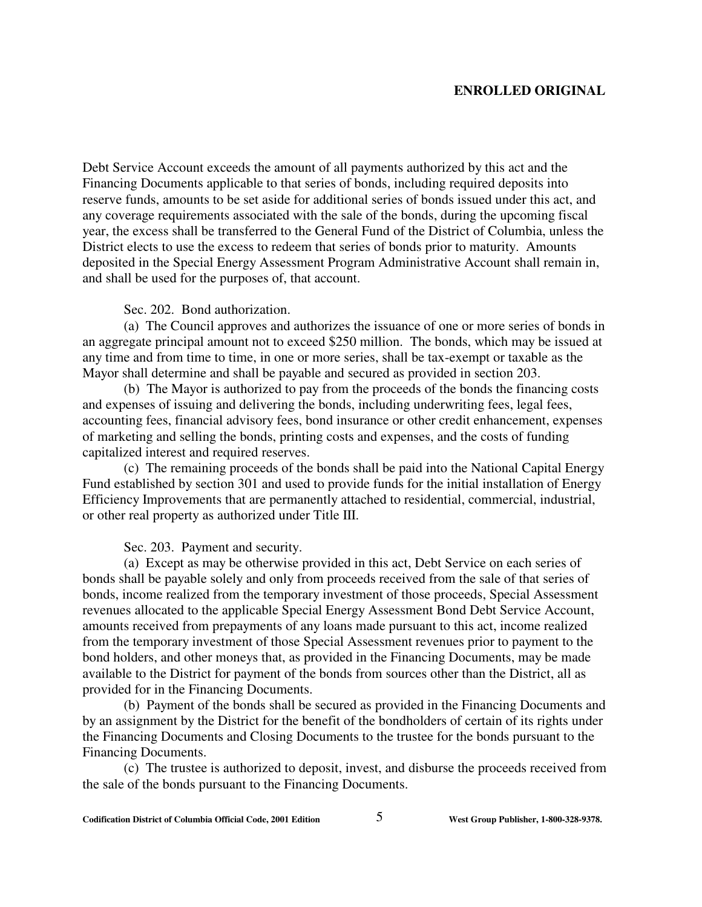Debt Service Account exceeds the amount of all payments authorized by this act and the Financing Documents applicable to that series of bonds, including required deposits into reserve funds, amounts to be set aside for additional series of bonds issued under this act, and any coverage requirements associated with the sale of the bonds, during the upcoming fiscal year, the excess shall be transferred to the General Fund of the District of Columbia, unless the District elects to use the excess to redeem that series of bonds prior to maturity. Amounts deposited in the Special Energy Assessment Program Administrative Account shall remain in, and shall be used for the purposes of, that account.

Sec. 202. Bond authorization.

(a) The Council approves and authorizes the issuance of one or more series of bonds in an aggregate principal amount not to exceed $250 million. The bonds, which may be issued at any time and from time to time, in one or more series, shall be tax-exempt or taxable as the Mayor shall determine and shall be payable and secured as provided in section 203.

(b) The Mayor is authorized to pay from the proceeds of the bonds the financing costs and expenses of issuing and delivering the bonds, including underwriting fees, legal fees, accounting fees, financial advisory fees, bond insurance or other credit enhancement, expenses of marketing and selling the bonds, printing costs and expenses, and the costs of funding capitalized interest and required reserves.

(c) The remaining proceeds of the bonds shall be paid into the National Capital Energy Fund established by section 301 and used to provide funds for the initial installation of Energy Efficiency Improvements that are permanently attached to residential, commercial, industrial, or other real property as authorized under Title III.

Sec. 203. Payment and security.

(a) Except as may be otherwise provided in this act, Debt Service on each series of bonds shall be payable solely and only from proceeds received from the sale of that series of bonds, income realized from the temporary investment of those proceeds, Special Assessment revenues allocated to the applicable Special Energy Assessment Bond Debt Service Account, amounts received from prepayments of any loans made pursuant to this act, income realized from the temporary investment of those Special Assessment revenues prior to payment to the bond holders, and other moneys that, as provided in the Financing Documents, may be made available to the District for payment of the bonds from sources other than the District, all as provided for in the Financing Documents.

(b) Payment of the bonds shall be secured as provided in the Financing Documents and by an assignment by the District for the benefit of the bondholders of certain of its rights under the Financing Documents and Closing Documents to the trustee for the bonds pursuant to the Financing Documents.

(c) The trustee is authorized to deposit, invest, and disburse the proceeds received from the sale of the bonds pursuant to the Financing Documents.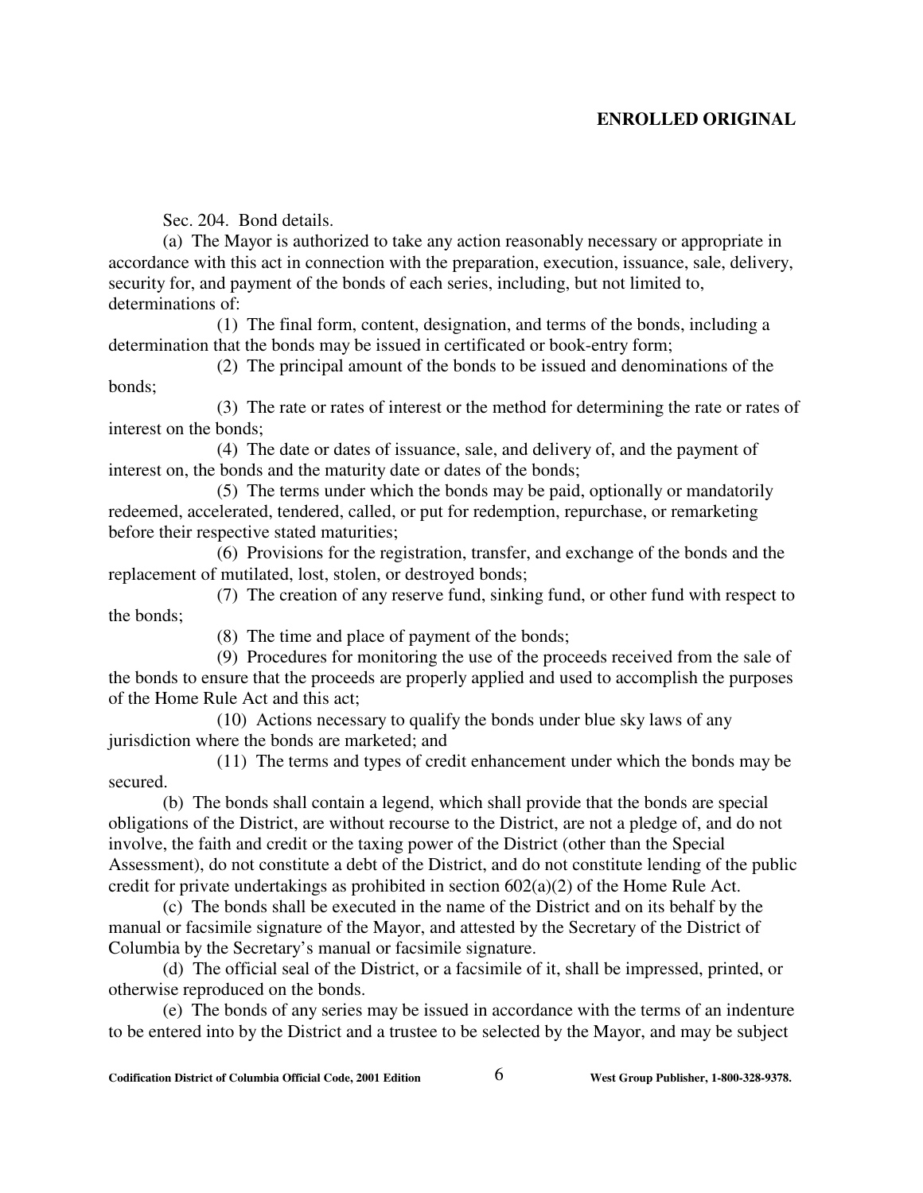Sec. 204. Bond details.

(a) The Mayor is authorized to take any action reasonably necessary or appropriate in accordance with this act in connection with the preparation, execution, issuance, sale, delivery, security for, and payment of the bonds of each series, including, but not limited to, determinations of:

(1) The final form, content, designation, and terms of the bonds, including a determination that the bonds may be issued in certificated or book-entry form;

(2) The principal amount of the bonds to be issued and denominations of the bonds;

(3) The rate or rates of interest or the method for determining the rate or rates of interest on the bonds;

(4) The date or dates of issuance, sale, and delivery of, and the payment of interest on, the bonds and the maturity date or dates of the bonds;

(5) The terms under which the bonds may be paid, optionally or mandatorily redeemed, accelerated, tendered, called, or put for redemption, repurchase, or remarketing before their respective stated maturities;

(6) Provisions for the registration, transfer, and exchange of the bonds and the replacement of mutilated, lost, stolen, or destroyed bonds;

(7) The creation of any reserve fund, sinking fund, or other fund with respect to the bonds;

(8) The time and place of payment of the bonds;

(9) Procedures for monitoring the use of the proceeds received from the sale of the bonds to ensure that the proceeds are properly applied and used to accomplish the purposes of the Home Rule Act and this act;

(10) Actions necessary to qualify the bonds under blue sky laws of any jurisdiction where the bonds are marketed; and

(11) The terms and types of credit enhancement under which the bonds may be secured.

(b) The bonds shall contain a legend, which shall provide that the bonds are special obligations of the District, are without recourse to the District, are not a pledge of, and do not involve, the faith and credit or the taxing power of the District (other than the Special Assessment), do not constitute a debt of the District, and do not constitute lending of the public credit for private undertakings as prohibited in section 602(a)(2) of the Home Rule Act.

(c) The bonds shall be executed in the name of the District and on its behalf by the manual or facsimile signature of the Mayor, and attested by the Secretary of the District of Columbia by the Secretary's manual or facsimile signature.

(d) The official seal of the District, or a facsimile of it, shall be impressed, printed, or otherwise reproduced on the bonds.

(e) The bonds of any series may be issued in accordance with the terms of an indenture to be entered into by the District and a trustee to be selected by the Mayor, and may be subject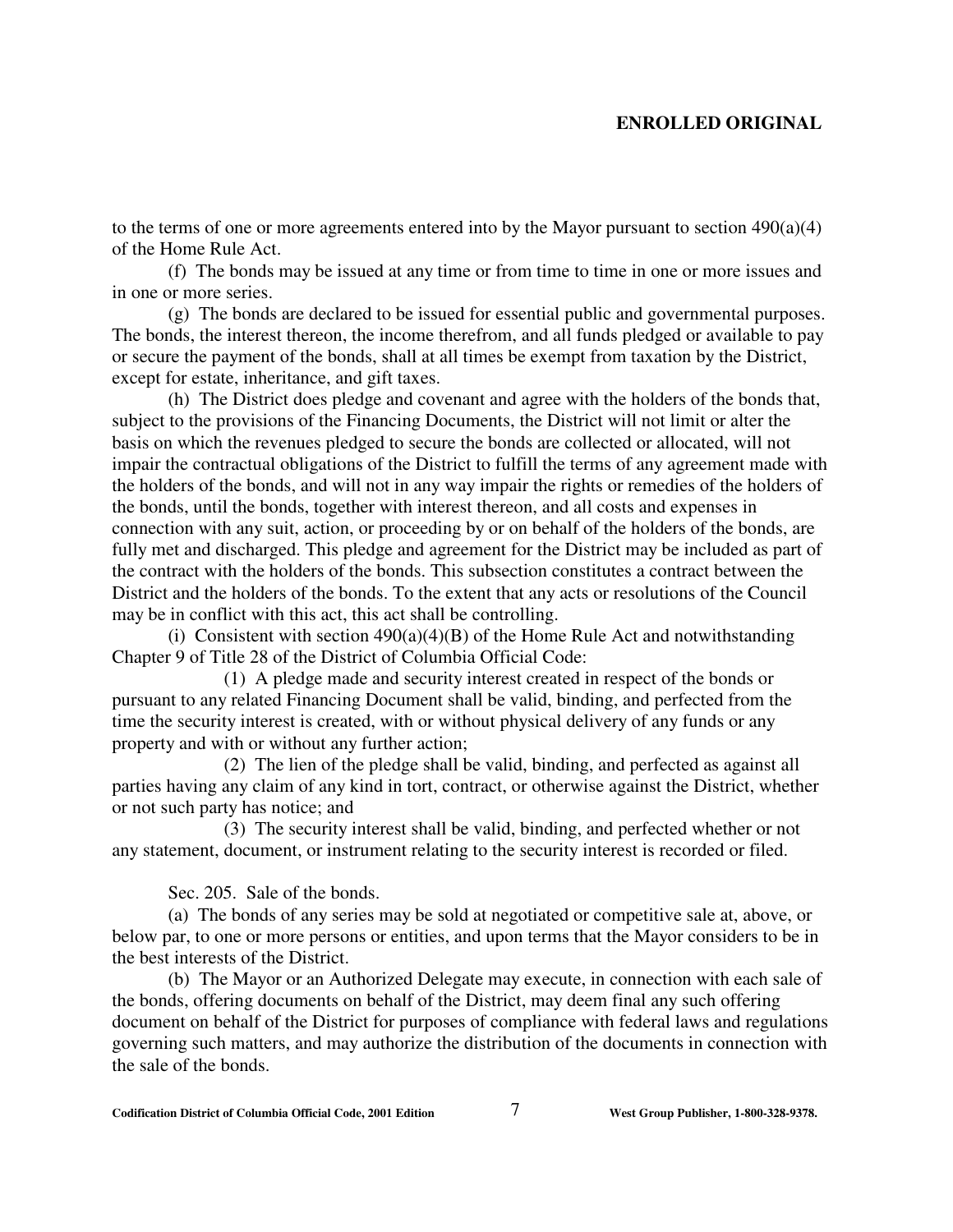to the terms of one or more agreements entered into by the Mayor pursuant to section 490(a)(4) of the Home Rule Act.

(f) The bonds may be issued at any time or from time to time in one or more issues and in one or more series.

(g) The bonds are declared to be issued for essential public and governmental purposes. The bonds, the interest thereon, the income therefrom, and all funds pledged or available to pay or secure the payment of the bonds, shall at all times be exempt from taxation by the District, except for estate, inheritance, and gift taxes.

(h) The District does pledge and covenant and agree with the holders of the bonds that, subject to the provisions of the Financing Documents, the District will not limit or alter the basis on which the revenues pledged to secure the bonds are collected or allocated, will not impair the contractual obligations of the District to fulfill the terms of any agreement made with the holders of the bonds, and will not in any way impair the rights or remedies of the holders of the bonds, until the bonds, together with interest thereon, and all costs and expenses in connection with any suit, action, or proceeding by or on behalf of the holders of the bonds, are fully met and discharged. This pledge and agreement for the District may be included as part of the contract with the holders of the bonds. This subsection constitutes a contract between the District and the holders of the bonds. To the extent that any acts or resolutions of the Council may be in conflict with this act, this act shall be controlling.

(i) Consistent with section 490(a)(4)(B) of the Home Rule Act and notwithstanding Chapter 9 of Title 28 of the District of Columbia Official Code:

(1) A pledge made and security interest created in respect of the bonds or pursuant to any related Financing Document shall be valid, binding, and perfected from the time the security interest is created, with or without physical delivery of any funds or any property and with or without any further action;

(2) The lien of the pledge shall be valid, binding, and perfected as against all parties having any claim of any kind in tort, contract, or otherwise against the District, whether or not such party has notice; and

(3) The security interest shall be valid, binding, and perfected whether or not any statement, document, or instrument relating to the security interest is recorded or filed.

Sec. 205. Sale of the bonds.

(a) The bonds of any series may be sold at negotiated or competitive sale at, above, or below par, to one or more persons or entities, and upon terms that the Mayor considers to be in the best interests of the District.

(b) The Mayor or an Authorized Delegate may execute, in connection with each sale of the bonds, offering documents on behalf of the District, may deem final any such offering document on behalf of the District for purposes of compliance with federal laws and regulations governing such matters, and may authorize the distribution of the documents in connection with the sale of the bonds.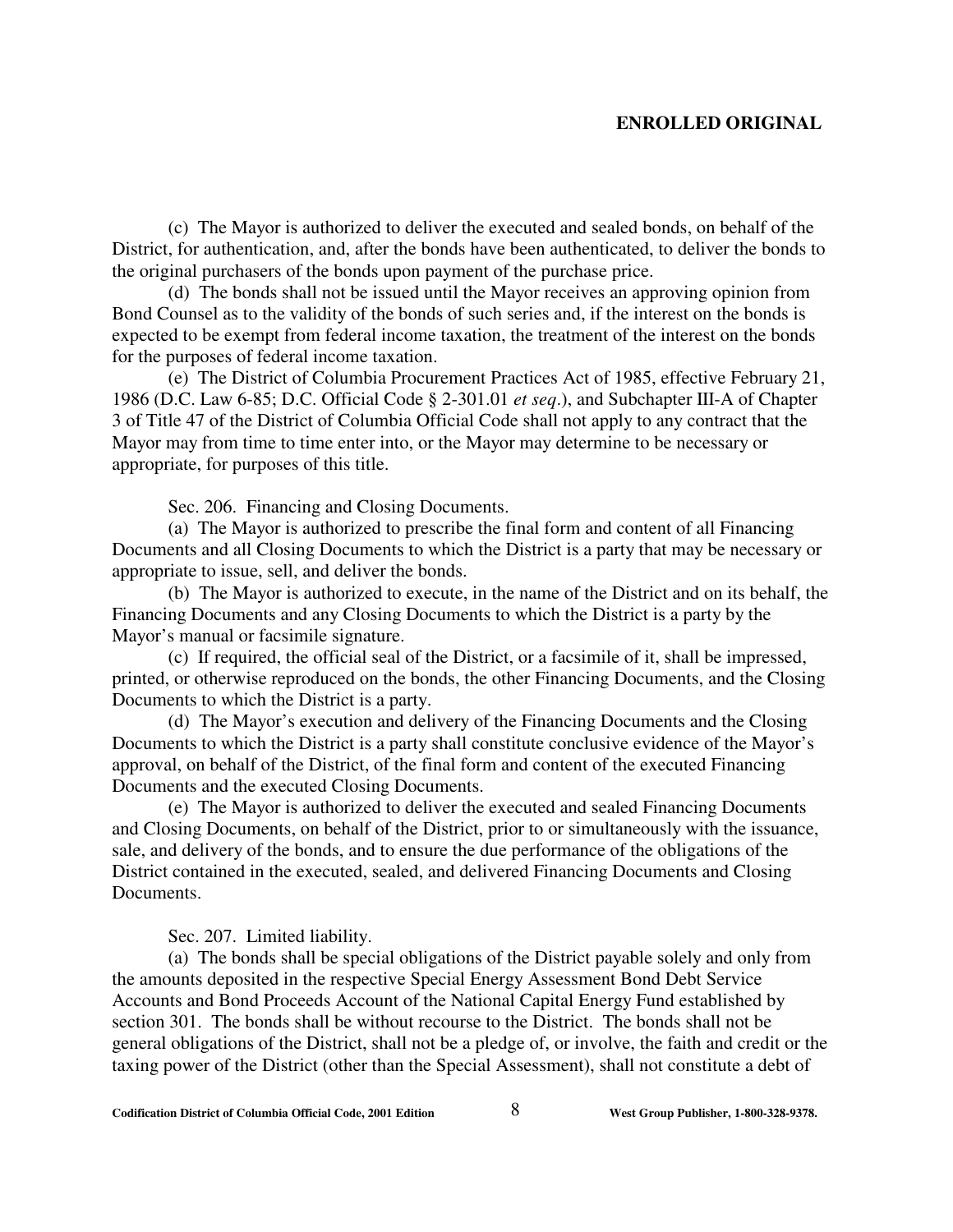(c) The Mayor is authorized to deliver the executed and sealed bonds, on behalf of the District, for authentication, and, after the bonds have been authenticated, to deliver the bonds to the original purchasers of the bonds upon payment of the purchase price.

(d) The bonds shall not be issued until the Mayor receives an approving opinion from Bond Counsel as to the validity of the bonds of such series and, if the interest on the bonds is expected to be exempt from federal income taxation, the treatment of the interest on the bonds for the purposes of federal income taxation.

(e) The District of Columbia Procurement Practices Act of 1985, effective February 21, 1986 (D.C. Law 6-85; D.C. Official Code § 2-301.01 *et seq*.), and Subchapter III-A of Chapter 3 of Title 47 of the District of Columbia Official Code shall not apply to any contract that the Mayor may from time to time enter into, or the Mayor may determine to be necessary or appropriate, for purposes of this title.

Sec. 206. Financing and Closing Documents.

(a) The Mayor is authorized to prescribe the final form and content of all Financing Documents and all Closing Documents to which the District is a party that may be necessary or appropriate to issue, sell, and deliver the bonds.

(b) The Mayor is authorized to execute, in the name of the District and on its behalf, the Financing Documents and any Closing Documents to which the District is a party by the Mayor's manual or facsimile signature.

(c) If required, the official seal of the District, or a facsimile of it, shall be impressed, printed, or otherwise reproduced on the bonds, the other Financing Documents, and the Closing Documents to which the District is a party.

(d) The Mayor's execution and delivery of the Financing Documents and the Closing Documents to which the District is a party shall constitute conclusive evidence of the Mayor's approval, on behalf of the District, of the final form and content of the executed Financing Documents and the executed Closing Documents.

(e) The Mayor is authorized to deliver the executed and sealed Financing Documents and Closing Documents, on behalf of the District, prior to or simultaneously with the issuance, sale, and delivery of the bonds, and to ensure the due performance of the obligations of the District contained in the executed, sealed, and delivered Financing Documents and Closing Documents.

Sec. 207. Limited liability.

(a) The bonds shall be special obligations of the District payable solely and only from the amounts deposited in the respective Special Energy Assessment Bond Debt Service Accounts and Bond Proceeds Account of the National Capital Energy Fund established by section 301. The bonds shall be without recourse to the District. The bonds shall not be general obligations of the District, shall not be a pledge of, or involve, the faith and credit or the taxing power of the District (other than the Special Assessment), shall not constitute a debt of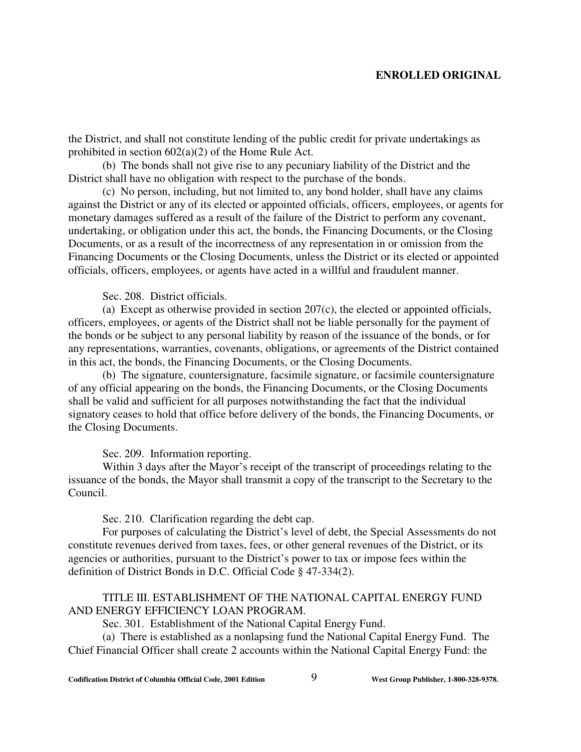the District, and shall not constitute lending of the public credit for private undertakings as prohibited in section 602(a)(2) of the Home Rule Act.

(b) The bonds shall not give rise to any pecuniary liability of the District and the District shall have no obligation with respect to the purchase of the bonds.

(c) No person, including, but not limited to, any bond holder, shall have any claims against the District or any of its elected or appointed officials, officers, employees, or agents for monetary damages suffered as a result of the failure of the District to perform any covenant, undertaking, or obligation under this act, the bonds, the Financing Documents, or the Closing Documents, or as a result of the incorrectness of any representation in or omission from the Financing Documents or the Closing Documents, unless the District or its elected or appointed officials, officers, employees, or agents have acted in a willful and fraudulent manner.

Sec. 208. District officials.

(a) Except as otherwise provided in section 207(c), the elected or appointed officials, officers, employees, or agents of the District shall not be liable personally for the payment of the bonds or be subject to any personal liability by reason of the issuance of the bonds, or for any representations, warranties, covenants, obligations, or agreements of the District contained in this act, the bonds, the Financing Documents, or the Closing Documents.

(b) The signature, countersignature, facsimile signature, or facsimile countersignature of any official appearing on the bonds, the Financing Documents, or the Closing Documents shall be valid and sufficient for all purposes notwithstanding the fact that the individual signatory ceases to hold that office before delivery of the bonds, the Financing Documents, or the Closing Documents.

Sec. 209. Information reporting.

Within 3 days after the Mayor's receipt of the transcript of proceedings relating to the issuance of the bonds, the Mayor shall transmit a copy of the transcript to the Secretary to the Council.

Sec. 210. Clarification regarding the debt cap.

For purposes of calculating the District's level of debt, the Special Assessments do not constitute revenues derived from taxes, fees, or other general revenues of the District, or its agencies or authorities, pursuant to the District's power to tax or impose fees within the definition of District Bonds in D.C. Official Code § 47-334(2).

TITLE III. ESTABLISHMENT OF THE NATIONAL CAPITAL ENERGY FUND AND ENERGY EFFICIENCY LOAN PROGRAM.

Sec. 301. Establishment of the National Capital Energy Fund.

(a) There is established as a nonlapsing fund the National Capital Energy Fund. The Chief Financial Officer shall create 2 accounts within the National Capital Energy Fund: the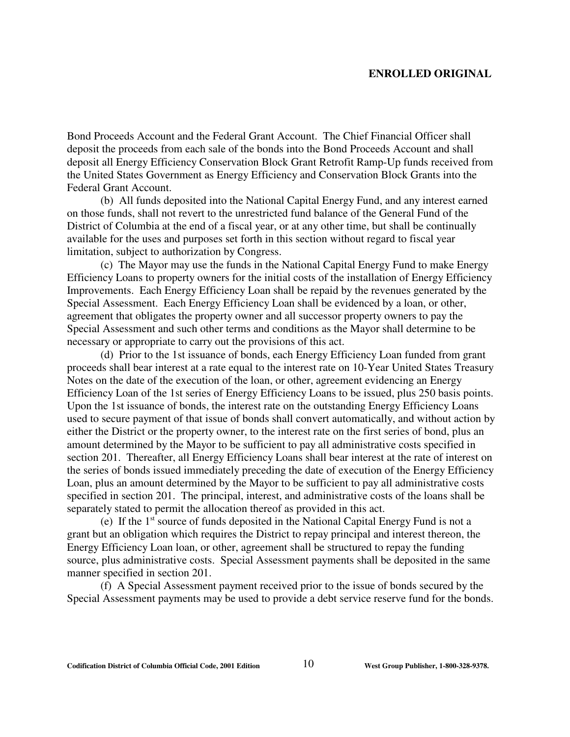Bond Proceeds Account and the Federal Grant Account. The Chief Financial Officer shall deposit the proceeds from each sale of the bonds into the Bond Proceeds Account and shall deposit all Energy Efficiency Conservation Block Grant Retrofit Ramp-Up funds received from the United States Government as Energy Efficiency and Conservation Block Grants into the Federal Grant Account.

(b) All funds deposited into the National Capital Energy Fund, and any interest earned on those funds, shall not revert to the unrestricted fund balance of the General Fund of the District of Columbia at the end of a fiscal year, or at any other time, but shall be continually available for the uses and purposes set forth in this section without regard to fiscal year limitation, subject to authorization by Congress.

(c) The Mayor may use the funds in the National Capital Energy Fund to make Energy Efficiency Loans to property owners for the initial costs of the installation of Energy Efficiency Improvements. Each Energy Efficiency Loan shall be repaid by the revenues generated by the Special Assessment. Each Energy Efficiency Loan shall be evidenced by a loan, or other, agreement that obligates the property owner and all successor property owners to pay the Special Assessment and such other terms and conditions as the Mayor shall determine to be necessary or appropriate to carry out the provisions of this act.

(d) Prior to the 1st issuance of bonds, each Energy Efficiency Loan funded from grant proceeds shall bear interest at a rate equal to the interest rate on 10-Year United States Treasury Notes on the date of the execution of the loan, or other, agreement evidencing an Energy Efficiency Loan of the 1st series of Energy Efficiency Loans to be issued, plus 250 basis points. Upon the 1st issuance of bonds, the interest rate on the outstanding Energy Efficiency Loans used to secure payment of that issue of bonds shall convert automatically, and without action by either the District or the property owner, to the interest rate on the first series of bond, plus an amount determined by the Mayor to be sufficient to pay all administrative costs specified in section 201. Thereafter, all Energy Efficiency Loans shall bear interest at the rate of interest on the series of bonds issued immediately preceding the date of execution of the Energy Efficiency Loan, plus an amount determined by the Mayor to be sufficient to pay all administrative costs specified in section 201. The principal, interest, and administrative costs of the loans shall be separately stated to permit the allocation thereof as provided in this act.

(e) If the 1st source of funds deposited in the National Capital Energy Fund is not a grant but an obligation which requires the District to repay principal and interest thereon, the Energy Efficiency Loan loan, or other, agreement shall be structured to repay the funding source, plus administrative costs. Special Assessment payments shall be deposited in the same manner specified in section 201.

(f) A Special Assessment payment received prior to the issue of bonds secured by the Special Assessment payments may be used to provide a debt service reserve fund for the bonds.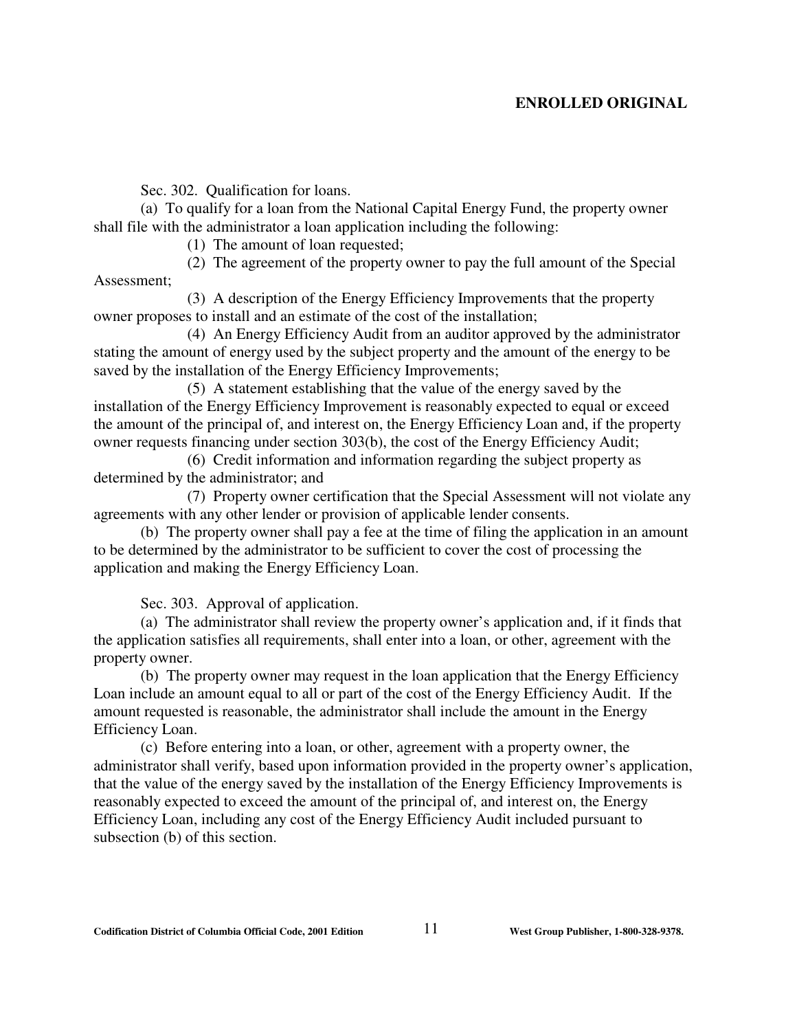Sec. 302. Qualification for loans.

(a) To qualify for a loan from the National Capital Energy Fund, the property owner shall file with the administrator a loan application including the following:

(1) The amount of loan requested;

(2) The agreement of the property owner to pay the full amount of the Special Assessment;

(3) A description of the Energy Efficiency Improvements that the property owner proposes to install and an estimate of the cost of the installation;

(4) An Energy Efficiency Audit from an auditor approved by the administrator stating the amount of energy used by the subject property and the amount of the energy to be saved by the installation of the Energy Efficiency Improvements;

(5) A statement establishing that the value of the energy saved by the installation of the Energy Efficiency Improvement is reasonably expected to equal or exceed the amount of the principal of, and interest on, the Energy Efficiency Loan and, if the property owner requests financing under section 303(b), the cost of the Energy Efficiency Audit;

(6) Credit information and information regarding the subject property as determined by the administrator; and

(7) Property owner certification that the Special Assessment will not violate any agreements with any other lender or provision of applicable lender consents.

(b) The property owner shall pay a fee at the time of filing the application in an amount to be determined by the administrator to be sufficient to cover the cost of processing the application and making the Energy Efficiency Loan.

Sec. 303. Approval of application.

(a) The administrator shall review the property owner's application and, if it finds that the application satisfies all requirements, shall enter into a loan, or other, agreement with the property owner.

(b) The property owner may request in the loan application that the Energy Efficiency Loan include an amount equal to all or part of the cost of the Energy Efficiency Audit. If the amount requested is reasonable, the administrator shall include the amount in the Energy Efficiency Loan.

(c) Before entering into a loan, or other, agreement with a property owner, the administrator shall verify, based upon information provided in the property owner's application, that the value of the energy saved by the installation of the Energy Efficiency Improvements is reasonably expected to exceed the amount of the principal of, and interest on, the Energy Efficiency Loan, including any cost of the Energy Efficiency Audit included pursuant to subsection (b) of this section.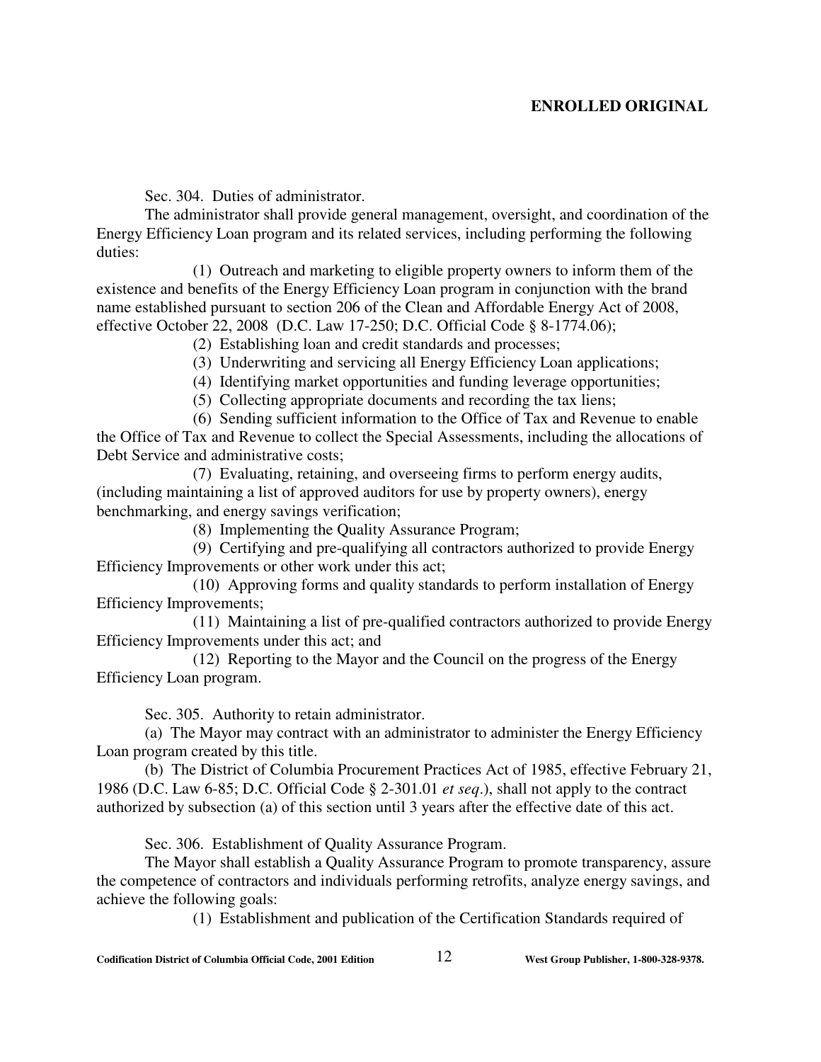Sec. 304. Duties of administrator.

The administrator shall provide general management, oversight, and coordination of the Energy Efficiency Loan program and its related services, including performing the following duties:

(1) Outreach and marketing to eligible property owners to inform them of the existence and benefits of the Energy Efficiency Loan program in conjunction with the brand name established pursuant to section 206 of the Clean and Affordable Energy Act of 2008, effective October 22, 2008 (D.C. Law 17-250; D.C. Official Code § 8-1774.06);

(2) Establishing loan and credit standards and processes;

(3) Underwriting and servicing all Energy Efficiency Loan applications;

(4) Identifying market opportunities and funding leverage opportunities;

(5) Collecting appropriate documents and recording the tax liens;

(6) Sending sufficient information to the Office of Tax and Revenue to enable the Office of Tax and Revenue to collect the Special Assessments, including the allocations of Debt Service and administrative costs;

(7) Evaluating, retaining, and overseeing firms to perform energy audits, (including maintaining a list of approved auditors for use by property owners), energy benchmarking, and energy savings verification;

(8) Implementing the Quality Assurance Program;

(9) Certifying and pre-qualifying all contractors authorized to provide Energy Efficiency Improvements or other work under this act;

(10) Approving forms and quality standards to perform installation of Energy Efficiency Improvements;

(11) Maintaining a list of pre-qualified contractors authorized to provide Energy Efficiency Improvements under this act; and

(12) Reporting to the Mayor and the Council on the progress of the Energy Efficiency Loan program.

Sec. 305. Authority to retain administrator.

(a) The Mayor may contract with an administrator to administer the Energy Efficiency Loan program created by this title.

(b) The District of Columbia Procurement Practices Act of 1985, effective February 21, 1986 (D.C. Law 6-85; D.C. Official Code § 2-301.01 *et seq*.), shall not apply to the contract authorized by subsection (a) of this section until 3 years after the effective date of this act.

Sec. 306. Establishment of Quality Assurance Program.

The Mayor shall establish a Quality Assurance Program to promote transparency, assure the competence of contractors and individuals performing retrofits, analyze energy savings, and achieve the following goals:

(1) Establishment and publication of the Certification Standards required of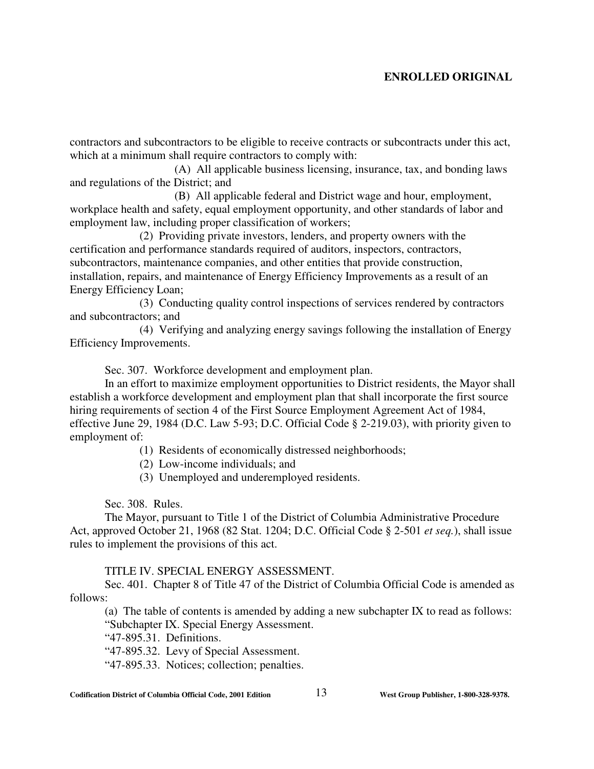contractors and subcontractors to be eligible to receive contracts or subcontracts under this act, which at a minimum shall require contractors to comply with:

(A) All applicable business licensing, insurance, tax, and bonding laws and regulations of the District; and

(B) All applicable federal and District wage and hour, employment, workplace health and safety, equal employment opportunity, and other standards of labor and employment law, including proper classification of workers;

(2) Providing private investors, lenders, and property owners with the certification and performance standards required of auditors, inspectors, contractors, subcontractors, maintenance companies, and other entities that provide construction, installation, repairs, and maintenance of Energy Efficiency Improvements as a result of an Energy Efficiency Loan;

(3) Conducting quality control inspections of services rendered by contractors and subcontractors; and

(4) Verifying and analyzing energy savings following the installation of Energy Efficiency Improvements.

Sec. 307. Workforce development and employment plan.

In an effort to maximize employment opportunities to District residents, the Mayor shall establish a workforce development and employment plan that shall incorporate the first source hiring requirements of section 4 of the First Source Employment Agreement Act of 1984, effective June 29, 1984 (D.C. Law 5-93; D.C. Official Code § 2-219.03), with priority given to employment of:

(1) Residents of economically distressed neighborhoods;

(2) Low-income individuals; and

(3) Unemployed and underemployed residents.

Sec. 308. Rules.

The Mayor, pursuant to Title 1 of the District of Columbia Administrative Procedure Act, approved October 21, 1968 (82 Stat. 1204; D.C. Official Code § 2-501 *et seq.*), shall issue rules to implement the provisions of this act.

TITLE IV. SPECIAL ENERGY ASSESSMENT.

Sec. 401. Chapter 8 of Title 47 of the District of Columbia Official Code is amended as follows:

(a) The table of contents is amended by adding a new subchapter IX to read as follows:

"Subchapter IX. Special Energy Assessment.

"47-895.31. Definitions.

"47-895.32. Levy of Special Assessment.

"47-895.33. Notices; collection; penalties.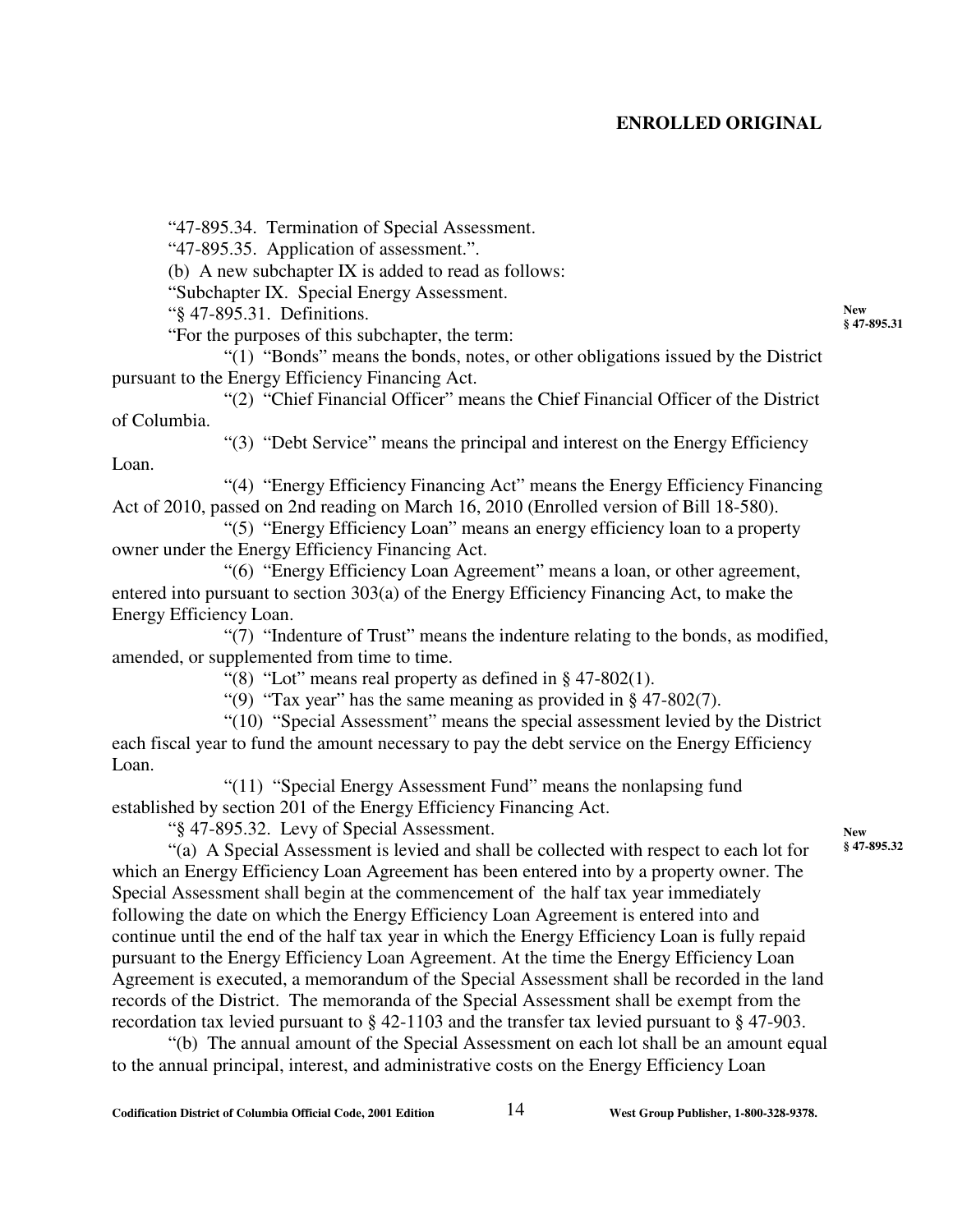"47-895.34. Termination of Special Assessment.

"47-895.35. Application of assessment.".

(b) A new subchapter IX is added to read as follows:

"Subchapter IX. Special Energy Assessment.

"§ 47-895.31. Definitions.

New § 47-895.31

"For the purposes of this subchapter, the term:

"(1) "Bonds" means the bonds, notes, or other obligations issued by the District pursuant to the Energy Efficiency Financing Act.

"(2) "Chief Financial Officer" means the Chief Financial Officer of the District of Columbia.

"(3) "Debt Service" means the principal and interest on the Energy Efficiency Loan.

"(4) "Energy Efficiency Financing Act" means the Energy Efficiency Financing Act of 2010, passed on 2nd reading on March 16, 2010 (Enrolled version of Bill 18-580).

"(5) "Energy Efficiency Loan" means an energy efficiency loan to a property owner under the Energy Efficiency Financing Act.

"(6) "Energy Efficiency Loan Agreement" means a loan, or other agreement, entered into pursuant to section 303(a) of the Energy Efficiency Financing Act, to make the Energy Efficiency Loan.

"(7) "Indenture of Trust" means the indenture relating to the bonds, as modified, amended, or supplemented from time to time.

"(8) "Lot" means real property as defined in § 47-802(1).

"(9) "Tax year" has the same meaning as provided in § 47-802(7).

"(10) "Special Assessment" means the special assessment levied by the District each fiscal year to fund the amount necessary to pay the debt service on the Energy Efficiency Loan.

"(11) "Special Energy Assessment Fund" means the nonlapsing fund established by section 201 of the Energy Efficiency Financing Act.

"§ 47-895.32. Levy of Special Assessment.

New § 47-895.32

"(a) A Special Assessment is levied and shall be collected with respect to each lot for which an Energy Efficiency Loan Agreement has been entered into by a property owner. The Special Assessment shall begin at the commencement of the half tax year immediately following the date on which the Energy Efficiency Loan Agreement is entered into and continue until the end of the half tax year in which the Energy Efficiency Loan is fully repaid pursuant to the Energy Efficiency Loan Agreement. At the time the Energy Efficiency Loan Agreement is executed, a memorandum of the Special Assessment shall be recorded in the land records of the District. The memoranda of the Special Assessment shall be exempt from the recordation tax levied pursuant to § 42-1103 and the transfer tax levied pursuant to § 47-903.

"(b) The annual amount of the Special Assessment on each lot shall be an amount equal to the annual principal, interest, and administrative costs on the Energy Efficiency Loan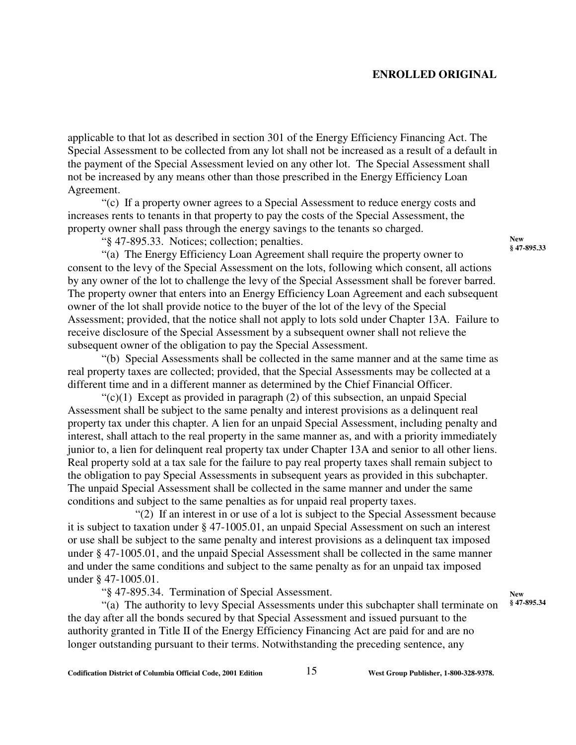applicable to that lot as described in section 301 of the Energy Efficiency Financing Act. The Special Assessment to be collected from any lot shall not be increased as a result of a default in the payment of the Special Assessment levied on any other lot. The Special Assessment shall not be increased by any means other than those prescribed in the Energy Efficiency Loan Agreement.

"(c) If a property owner agrees to a Special Assessment to reduce energy costs and increases rents to tenants in that property to pay the costs of the Special Assessment, the property owner shall pass through the energy savings to the tenants so charged.

"§ 47-895.33. Notices; collection; penalties.

New § 47-895.33

"(a) The Energy Efficiency Loan Agreement shall require the property owner to consent to the levy of the Special Assessment on the lots, following which consent, all actions by any owner of the lot to challenge the levy of the Special Assessment shall be forever barred. The property owner that enters into an Energy Efficiency Loan Agreement and each subsequent owner of the lot shall provide notice to the buyer of the lot of the levy of the Special Assessment; provided, that the notice shall not apply to lots sold under Chapter 13A. Failure to receive disclosure of the Special Assessment by a subsequent owner shall not relieve the subsequent owner of the obligation to pay the Special Assessment.

"(b) Special Assessments shall be collected in the same manner and at the same time as real property taxes are collected; provided, that the Special Assessments may be collected at a different time and in a different manner as determined by the Chief Financial Officer.

"(c)(1) Except as provided in paragraph (2) of this subsection, an unpaid Special Assessment shall be subject to the same penalty and interest provisions as a delinquent real property tax under this chapter. A lien for an unpaid Special Assessment, including penalty and interest, shall attach to the real property in the same manner as, and with a priority immediately junior to, a lien for delinquent real property tax under Chapter 13A and senior to all other liens. Real property sold at a tax sale for the failure to pay real property taxes shall remain subject to the obligation to pay Special Assessments in subsequent years as provided in this subchapter. The unpaid Special Assessment shall be collected in the same manner and under the same conditions and subject to the same penalties as for unpaid real property taxes.

"(2) If an interest in or use of a lot is subject to the Special Assessment because it is subject to taxation under § 47-1005.01, an unpaid Special Assessment on such an interest or use shall be subject to the same penalty and interest provisions as a delinquent tax imposed under § 47-1005.01, and the unpaid Special Assessment shall be collected in the same manner and under the same conditions and subject to the same penalty as for an unpaid tax imposed under § 47-1005.01.

"§ 47-895.34. Termination of Special Assessment.

New § 47-895.34

"(a) The authority to levy Special Assessments under this subchapter shall terminate on the day after all the bonds secured by that Special Assessment and issued pursuant to the authority granted in Title II of the Energy Efficiency Financing Act are paid for and are no longer outstanding pursuant to their terms. Notwithstanding the preceding sentence, any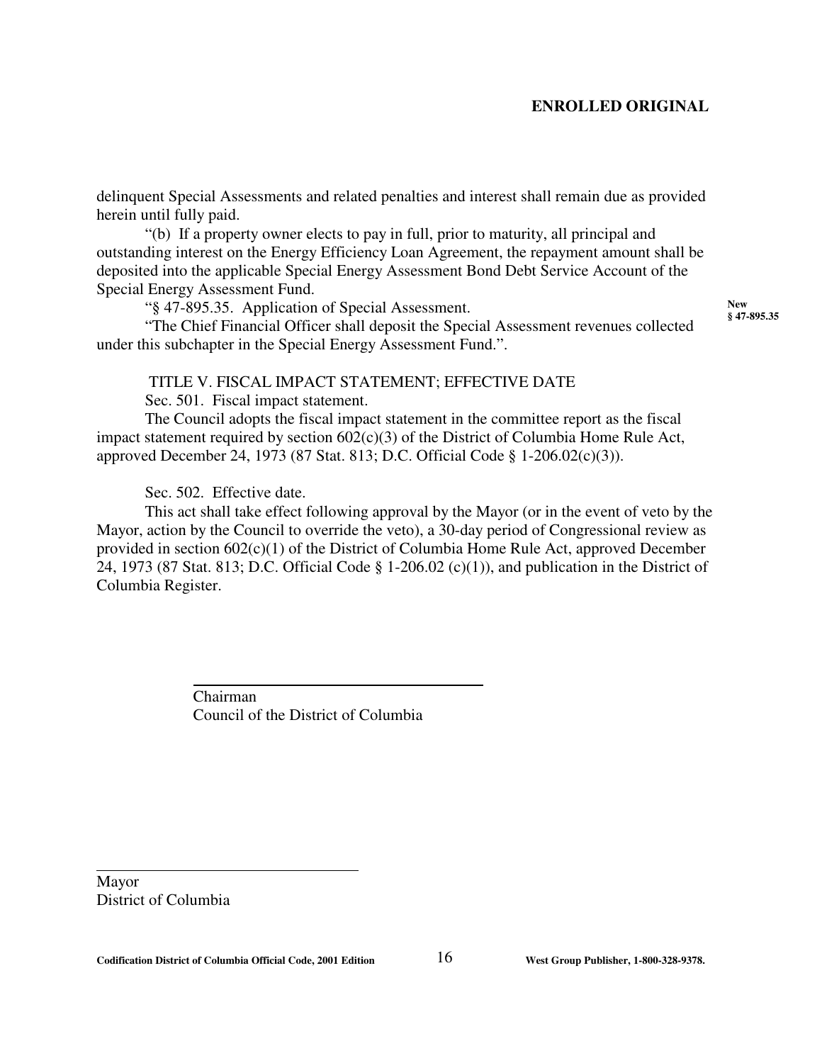delinquent Special Assessments and related penalties and interest shall remain due as provided herein until fully paid.

"(b) If a property owner elects to pay in full, prior to maturity, all principal and outstanding interest on the Energy Efficiency Loan Agreement, the repayment amount shall be deposited into the applicable Special Energy Assessment Bond Debt Service Account of the Special Energy Assessment Fund.

"§ 47-895.35. Application of Special Assessment.

**New § 47-895.35**

"The Chief Financial Officer shall deposit the Special Assessment revenues collected under this subchapter in the Special Energy Assessment Fund.".

TITLE V. FISCAL IMPACT STATEMENT; EFFECTIVE DATE

Sec. 501. Fiscal impact statement.

The Council adopts the fiscal impact statement in the committee report as the fiscal impact statement required by section 602(c)(3) of the District of Columbia Home Rule Act, approved December 24, 1973 (87 Stat. 813; D.C. Official Code § 1-206.02(c)(3)).

Sec. 502. Effective date.

This act shall take effect following approval by the Mayor (or in the event of veto by the Mayor, action by the Council to override the veto), a 30-day period of Congressional review as provided in section 602(c)(1) of the District of Columbia Home Rule Act, approved December 24, 1973 (87 Stat. 813; D.C. Official Code § 1-206.02 (c)(1)), and publication in the District of Columbia Register.

Chairman
Council of the District of Columbia

Mayor
District of Columbia